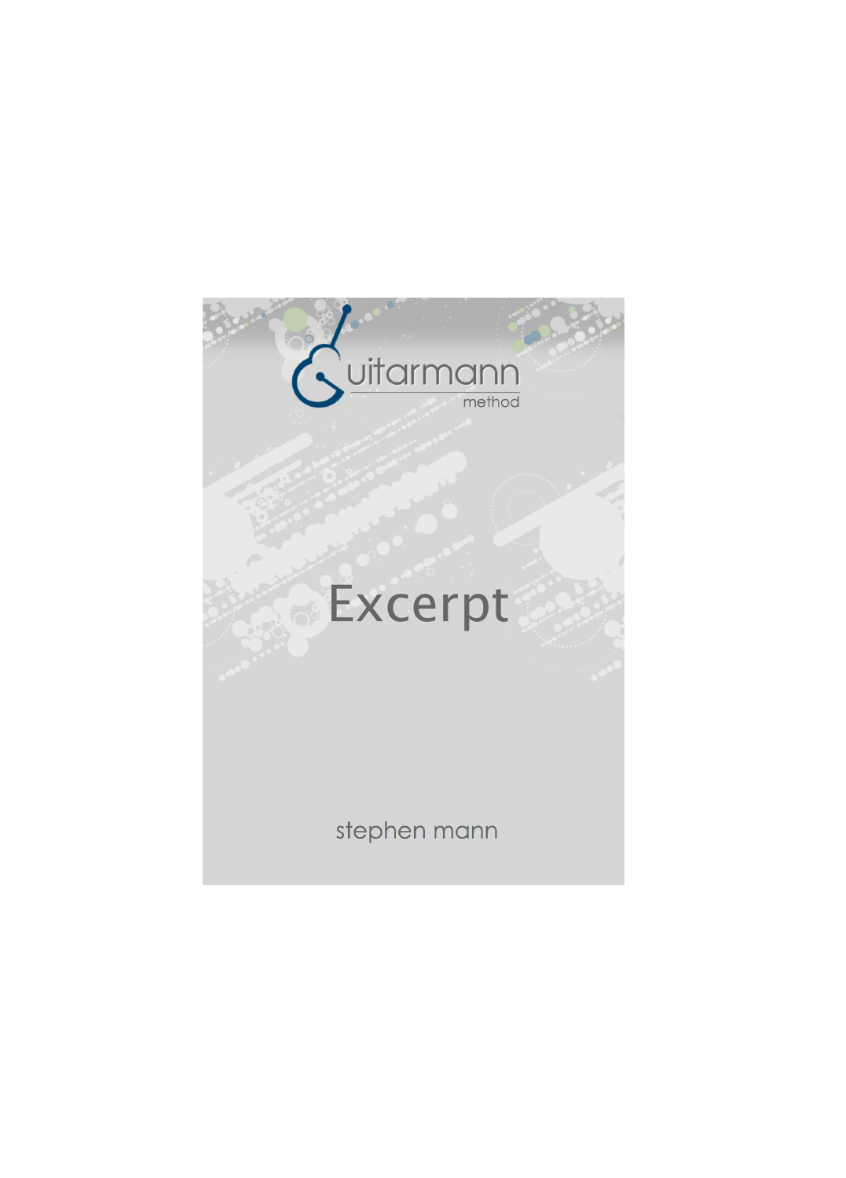# Guitarmann method

# Excerpt

stephen mann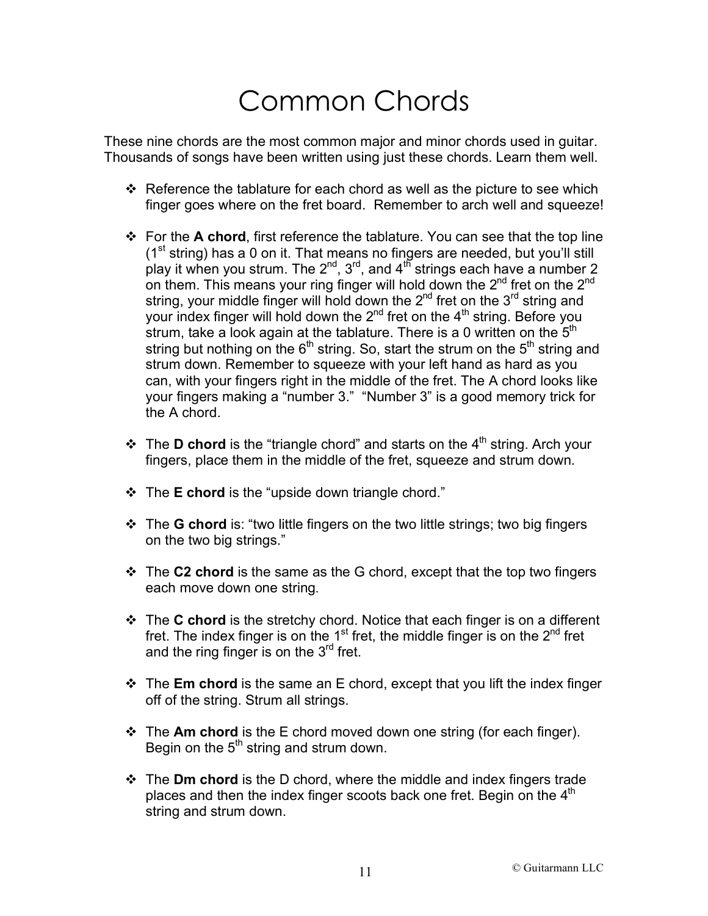# Common Chords

These nine chords are the most common major and minor chords used in guitar. Thousands of songs have been written using just these chords. Learn them well.

- Reference the tablature for each chord as well as the picture to see which finger goes where on the fret board. Remember to arch well and squeeze!

- For the **A chord**, first reference the tablature. You can see that the top line (1st string) has a 0 on it. That means no fingers are needed, but you'll still play it when you strum. The 2nd, 3rd, and 4th strings each have a number 2 on them. This means your ring finger will hold down the 2nd fret on the 2nd string, your middle finger will hold down the 2nd fret on the 3rd string and your index finger will hold down the 2nd fret on the 4th string. Before you strum, take a look again at the tablature. There is a 0 written on the 5th string but nothing on the 6th string. So, start the strum on the 5th string and strum down. Remember to squeeze with your left hand as hard as you can, with your fingers right in the middle of the fret. The A chord looks like your fingers making a "number 3." "Number 3" is a good memory trick for the A chord.

- The **D chord** is the "triangle chord" and starts on the 4th string. Arch your fingers, place them in the middle of the fret, squeeze and strum down.

- The **E chord** is the "upside down triangle chord."

- The **G chord** is: "two little fingers on the two little strings; two big fingers on the two big strings."

- The **C2 chord** is the same as the G chord, except that the top two fingers each move down one string.

- The **C chord** is the stretchy chord. Notice that each finger is on a different fret. The index finger is on the 1st fret, the middle finger is on the 2nd fret and the ring finger is on the 3rd fret.

- The **Em chord** is the same an E chord, except that you lift the index finger off of the string. Strum all strings.

- The **Am chord** is the E chord moved down one string (for each finger). Begin on the 5th string and strum down.

- The **Dm chord** is the D chord, where the middle and index fingers trade places and then the index finger scoots back one fret. Begin on the 4th string and strum down.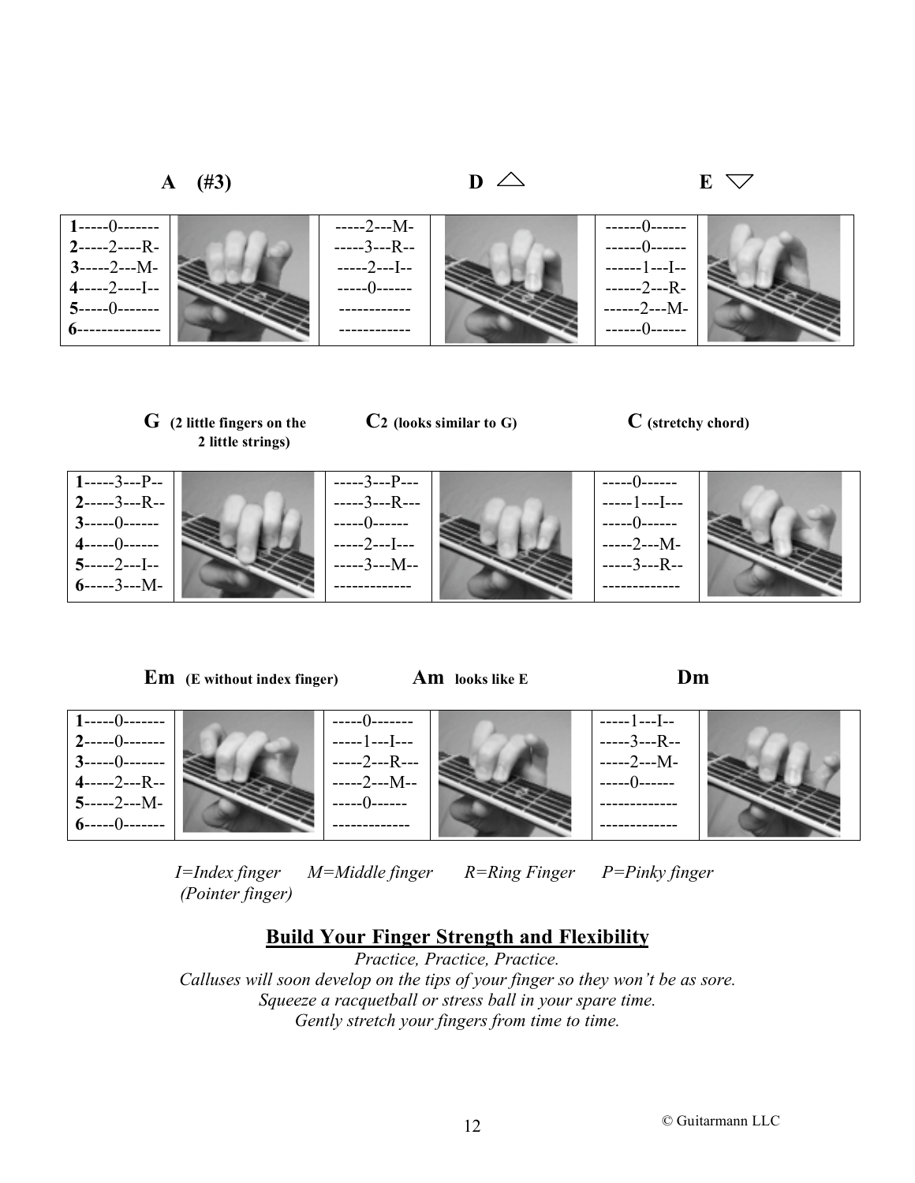**A (#3)** | **D** △ | **E** ▽

| | | | | | |
|---|---|---|---|---|---|
| **1**-----0-------<br>**2**-----2----R-<br>**3**-----2---M-<br>**4**-----2----I--<br>**5**-----0-------<br>**6**------------- | | -----2---M-<br>-----3---R--<br>-----2---I--<br>-----0------<br>------------<br>------------ | | ------0------<br>------0------<br>------1---I--<br>------2---R-<br>------2---M-<br>------0------ | |

**G** **(2 little fingers on the 2 little strings)** | **C2** **(looks similar to G)** | **C** **(stretchy chord)**

| | | | | | |
|---|---|---|---|---|---|
| **1**-----3---P--<br>**2**-----3---R--<br>**3**-----0------<br>**4**-----0------<br>**5**-----2---I--<br>**6**-----3---M- | | -----3---P---<br>-----3---R---<br>-----0------<br>-----2---I---<br>-----3---M--<br>------------- | | -----0------<br>-----1---I---<br>-----0------<br>-----2---M-<br>-----3---R--<br>------------- | |

**Em** **(E without index finger)** | **Am** **looks like E** | **Dm**

| | | | | | |
|---|---|---|---|---|---|
| **1**-----0-------<br>**2**-----0-------<br>**3**-----0-------<br>**4**-----2---R--<br>**5**-----2---M-<br>**6**-----0------- | | -----0-------<br>-----1---I---<br>-----2---R---<br>-----2---M--<br>-----0------<br>------------- | | -----1---I--<br>-----3---R--<br>-----2---M-<br>-----0------<br>-------------<br>------------- | |

*I=Index finger (Pointer finger)* *M=Middle finger* *R=Ring Finger* *P=Pinky finger*

## Build Your Finger Strength and Flexibility

*Practice, Practice, Practice.*
*Calluses will soon develop on the tips of your finger so they won't be as sore.*
*Squeeze a racquetball or stress ball in your spare time.*
*Gently stretch your fingers from time to time.*

© Guitarmann LLC